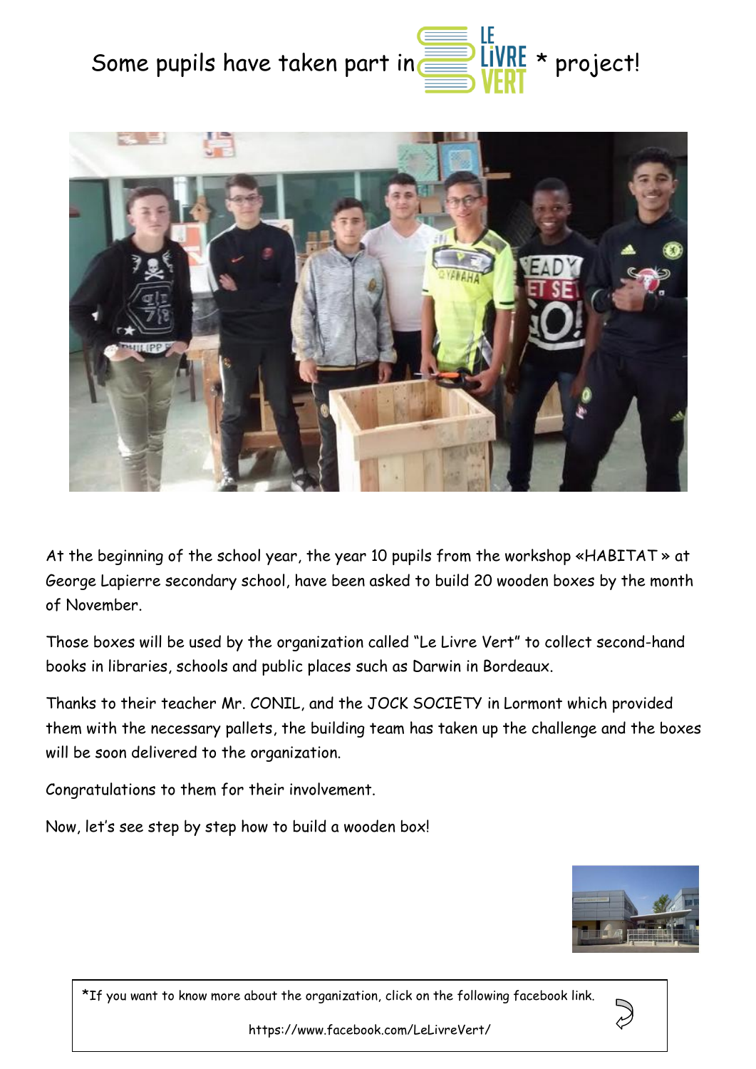# Some pupils have taken part in LE LIVRE VERT * project!

At the beginning of the school year, the year 10 pupils from the workshop «HABITAT » at George Lapierre secondary school, have been asked to build 20 wooden boxes by the month of November.

Those boxes will be used by the organization called "Le Livre Vert" to collect second-hand books in libraries, schools and public places such as Darwin in Bordeaux.

Thanks to their teacher Mr. CONIL, and the JOCK SOCIETY in Lormont which provided them with the necessary pallets, the building team has taken up the challenge and the boxes will be soon delivered to the organization.

Congratulations to them for their involvement.

Now, let's see step by step how to build a wooden box!

*If you want to know more about the organization, click on the following facebook link.

https://www.facebook.com/LeLivreVert/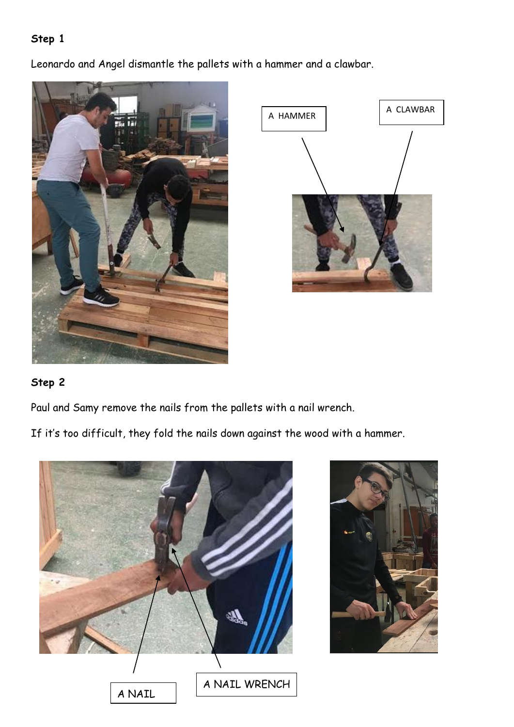**Step 1**

Leonardo and Angel dismantle the pallets with a hammer and a clawbar.

A HAMMER

A CLAWBAR

**Step 2**

Paul and Samy remove the nails from the pallets with a nail wrench.

If it's too difficult, they fold the nails down against the wood with a hammer.

A NAIL

A NAIL WRENCH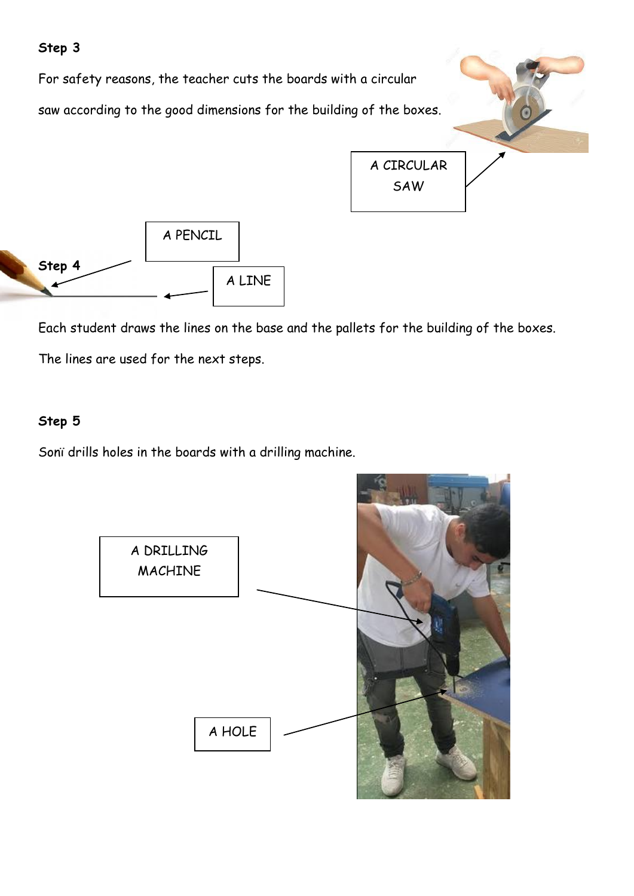**Step 3**

For safety reasons, the teacher cuts the boards with a circular saw according to the good dimensions for the building of the boxes.

A CIRCULAR SAW

A PENCIL

**Step 4**

A LINE

Each student draws the lines on the base and the pallets for the building of the boxes.

The lines are used for the next steps.

**Step 5**

Sonï drills holes in the boards with a drilling machine.

A DRILLING MACHINE

A HOLE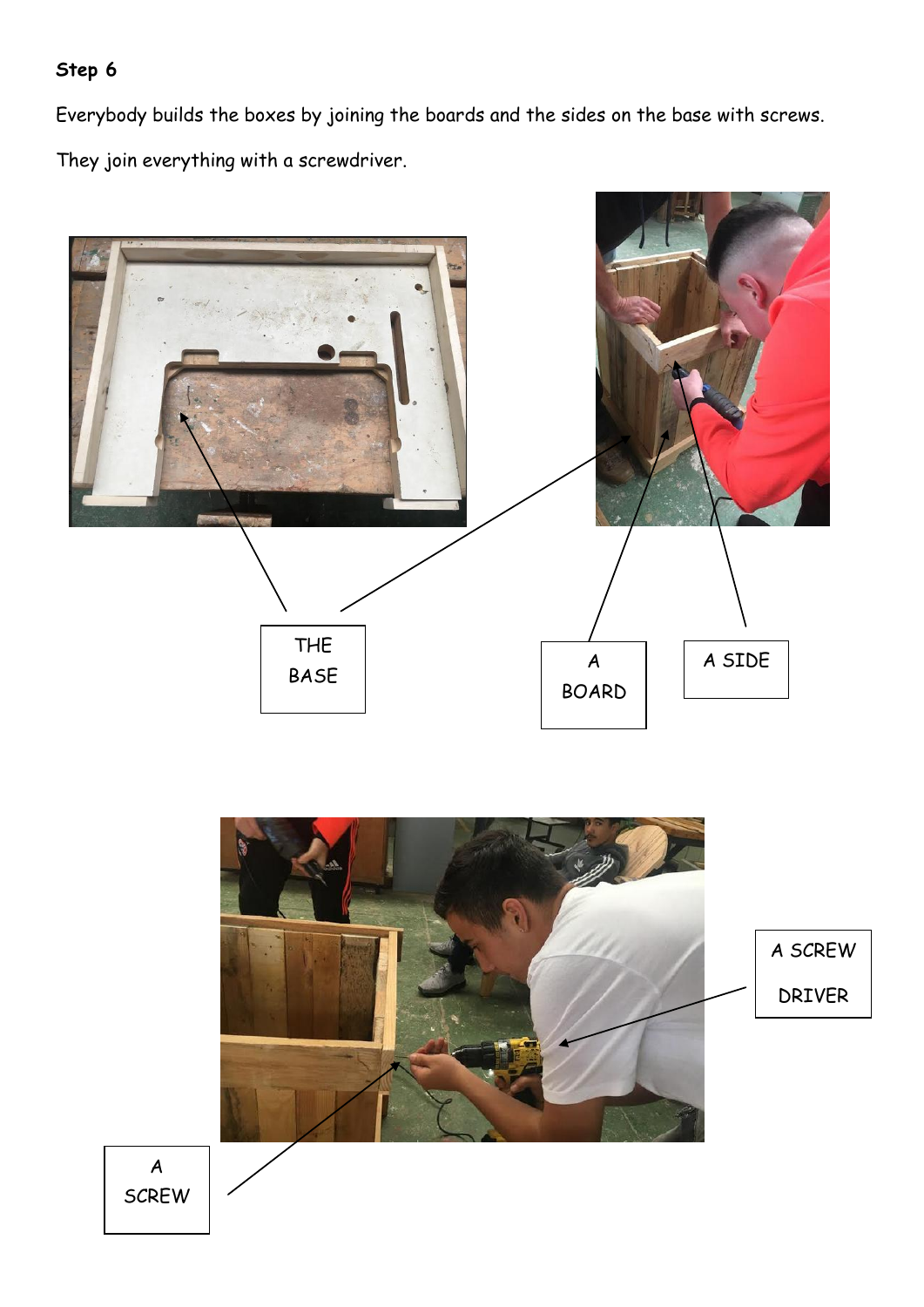**Step 6**

Everybody builds the boxes by joining the boards and the sides on the base with screws.

They join everything with a screwdriver.

THE BASE

A BOARD

A SIDE

A SCREW DRIVER

A SCREW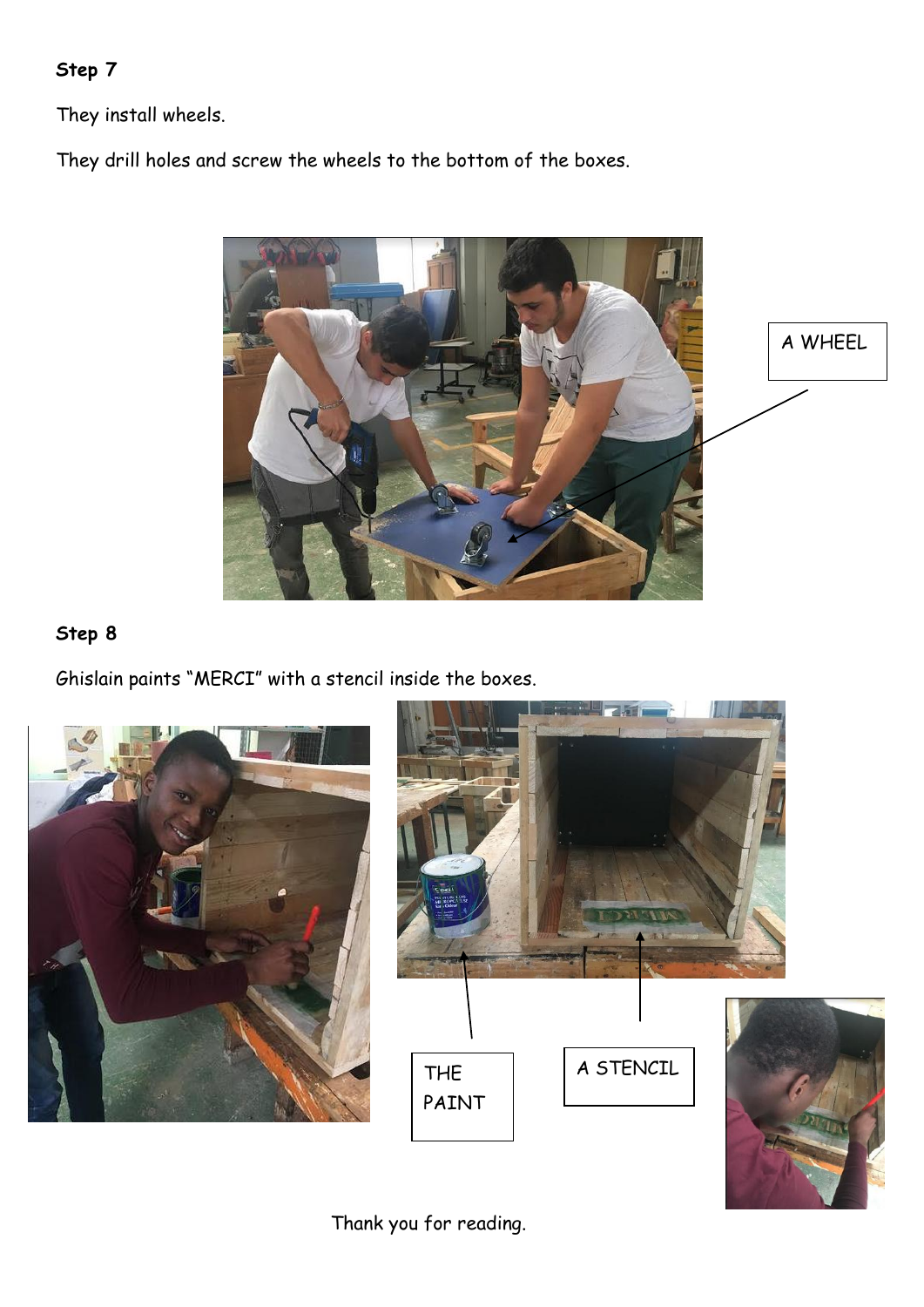**Step 7**

They install wheels.

They drill holes and screw the wheels to the bottom of the boxes.

A WHEEL

**Step 8**

Ghislain paints "MERCI" with a stencil inside the boxes.

THE PAINT

A STENCIL

Thank you for reading.